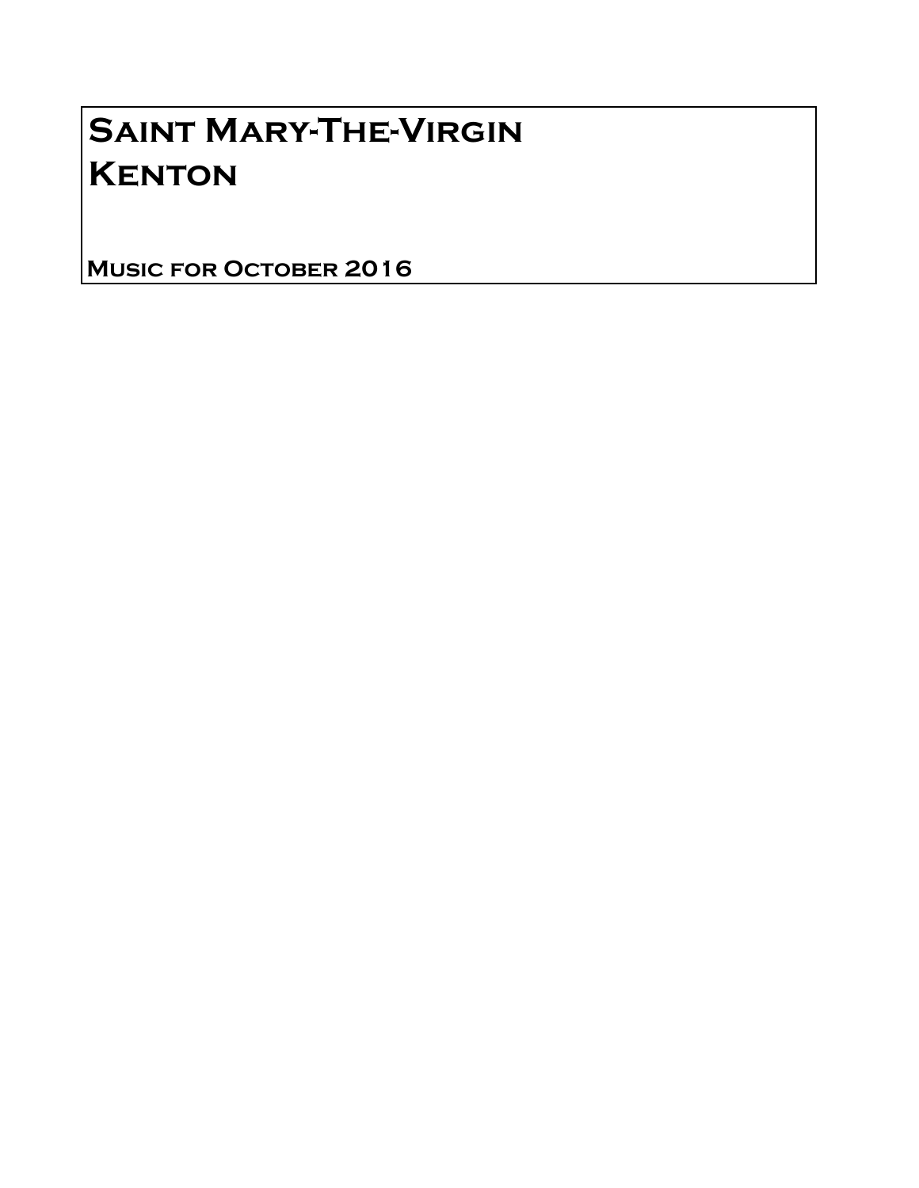# Saint Mary-The-Virgin
# Kenton

**Music for October 2016**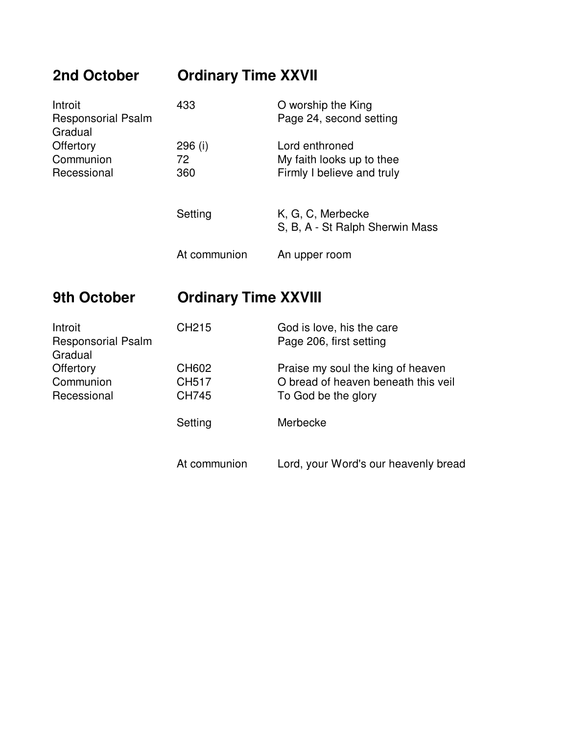## 2nd October — Ordinary Time XXVII

| | | |
|---|---|---|
| Introit | 433 | O worship the King |
| Responsorial Psalm | | Page 24, second setting |
| Gradual | | |
| Offertory | 296 (i) | Lord enthroned |
| Communion | 72 | My faith looks up to thee |
| Recessional | 360 | Firmly I believe and truly |
| | Setting | K, G, C, Merbecke<br>S, B, A - St Ralph Sherwin Mass |
| | At communion | An upper room |

## 9th October — Ordinary Time XXVIII

| | | |
|---|---|---|
| Introit | CH215 | God is love, his the care |
| Responsorial Psalm | | Page 206, first setting |
| Gradual | | |
| Offertory | CH602 | Praise my soul the king of heaven |
| Communion | CH517 | O bread of heaven beneath this veil |
| Recessional | CH745 | To God be the glory |
| | Setting | Merbecke |
| | At communion | Lord, your Word's our heavenly bread |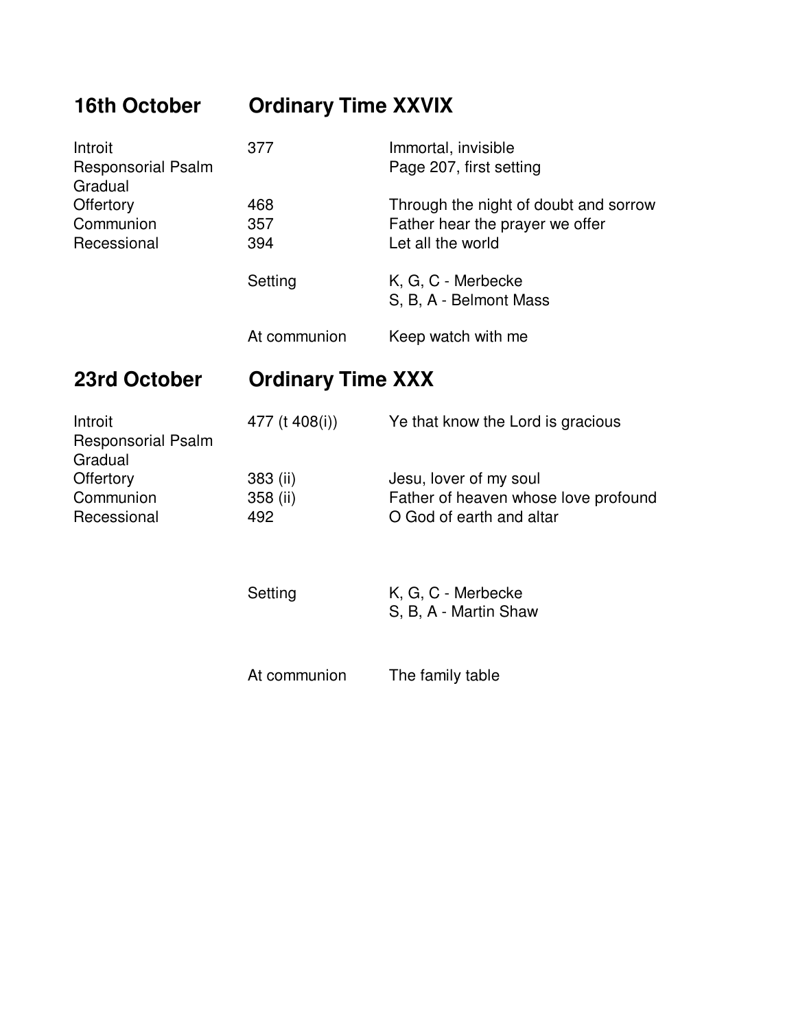## 16th October — Ordinary Time XXVIX

| | | |
|---|---|---|
| Introit | 377 | Immortal, invisible |
| Responsorial Psalm | | Page 207, first setting |
| Gradual | | |
| Offertory | 468 | Through the night of doubt and sorrow |
| Communion | 357 | Father hear the prayer we offer |
| Recessional | 394 | Let all the world |
| | Setting | K, G, C - Merbecke |
| | | S, B, A - Belmont Mass |
| | At communion | Keep watch with me |

## 23rd October — Ordinary Time XXX

| | | |
|---|---|---|
| Introit | 477 (t 408(i)) | Ye that know the Lord is gracious |
| Responsorial Psalm | | |
| Gradual | | |
| Offertory | 383 (ii) | Jesu, lover of my soul |
| Communion | 358 (ii) | Father of heaven whose love profound |
| Recessional | 492 | O God of earth and altar |
| | Setting | K, G, C - Merbecke |
| | | S, B, A - Martin Shaw |
| | At communion | The family table |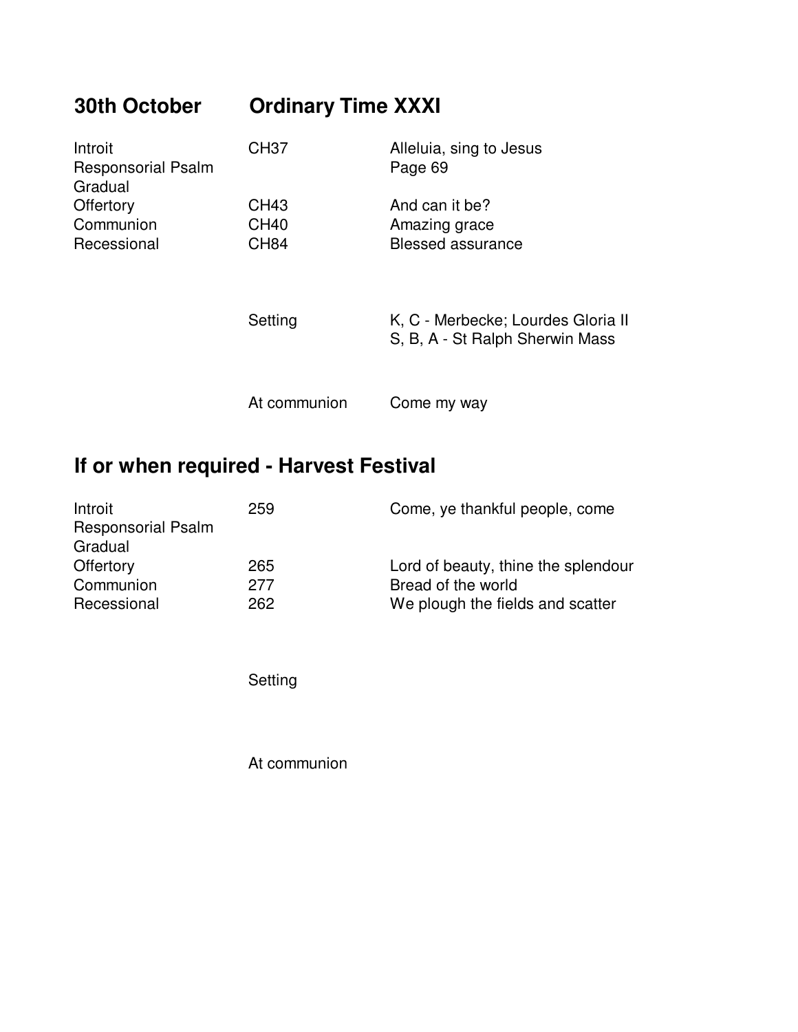## 30th October Ordinary Time XXXI

| | | |
|---|---|---|
| Introit | CH37 | Alleluia, sing to Jesus |
| Responsorial Psalm | | Page 69 |
| Gradual | | |
| Offertory | CH43 | And can it be? |
| Communion | CH40 | Amazing grace |
| Recessional | CH84 | Blessed assurance |

| | | |
|---|---|---|
| | Setting | K, C - Merbecke; Lourdes Gloria II<br>S, B, A - St Ralph Sherwin Mass |
| | At communion | Come my way |

## If or when required - Harvest Festival

| | | |
|---|---|---|
| Introit | 259 | Come, ye thankful people, come |
| Responsorial Psalm | | |
| Gradual | | |
| Offertory | 265 | Lord of beauty, thine the splendour |
| Communion | 277 | Bread of the world |
| Recessional | 262 | We plough the fields and scatter |

| | | |
|---|---|---|
| | Setting | |
| | At communion | |